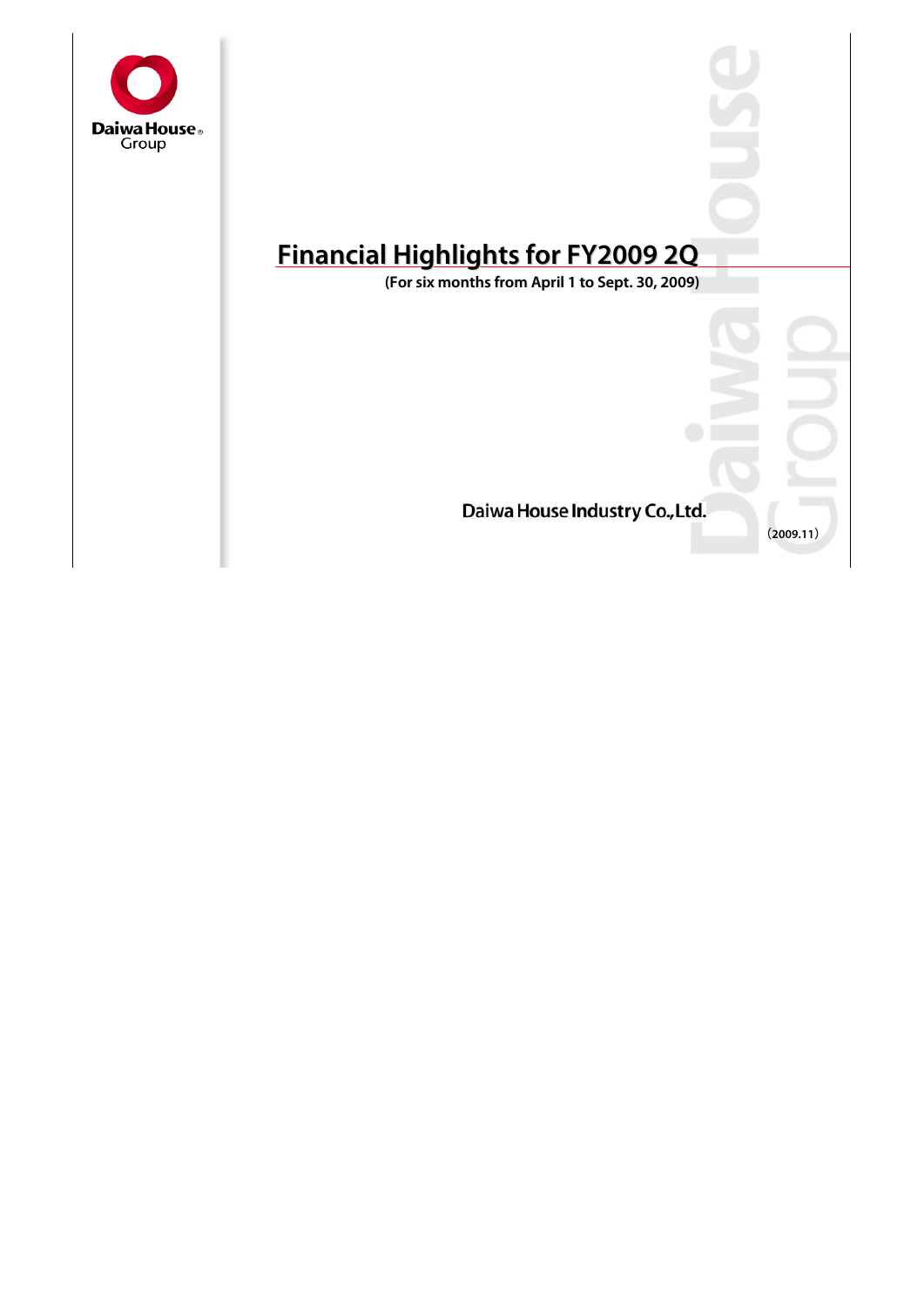Daiwa House Group

# Financial Highlights for FY2009 2Q

**(For six months from April 1 to Sept. 30, 2009)**

Daiwa House Industry Co.,Ltd.

（2009.11）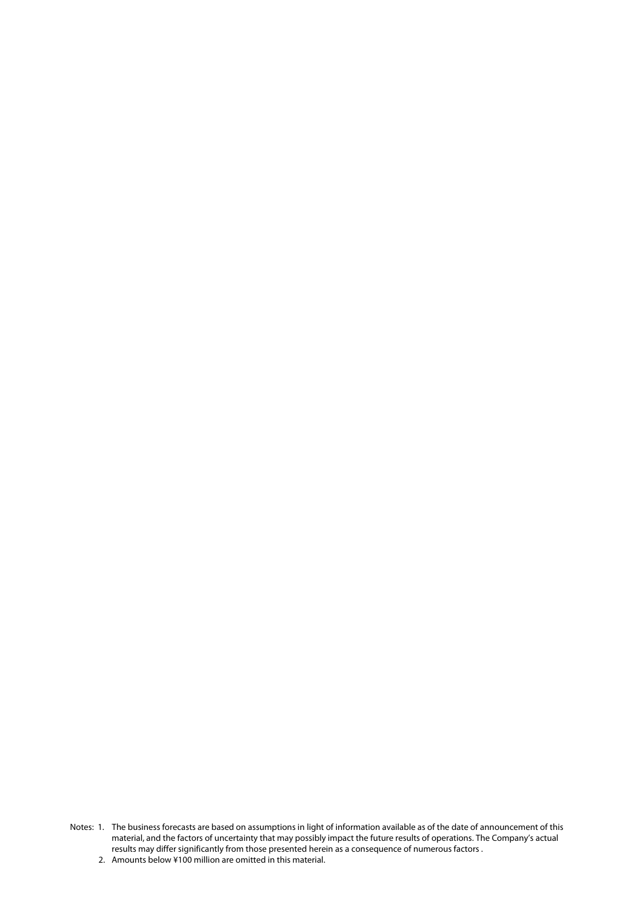Notes: 1. The business forecasts are based on assumptions in light of information available as of the date of announcement of this material, and the factors of uncertainty that may possibly impact the future results of operations. The Company's actual results may differ significantly from those presented herein as a consequence of numerous factors .

2. Amounts below ¥100 million are omitted in this material.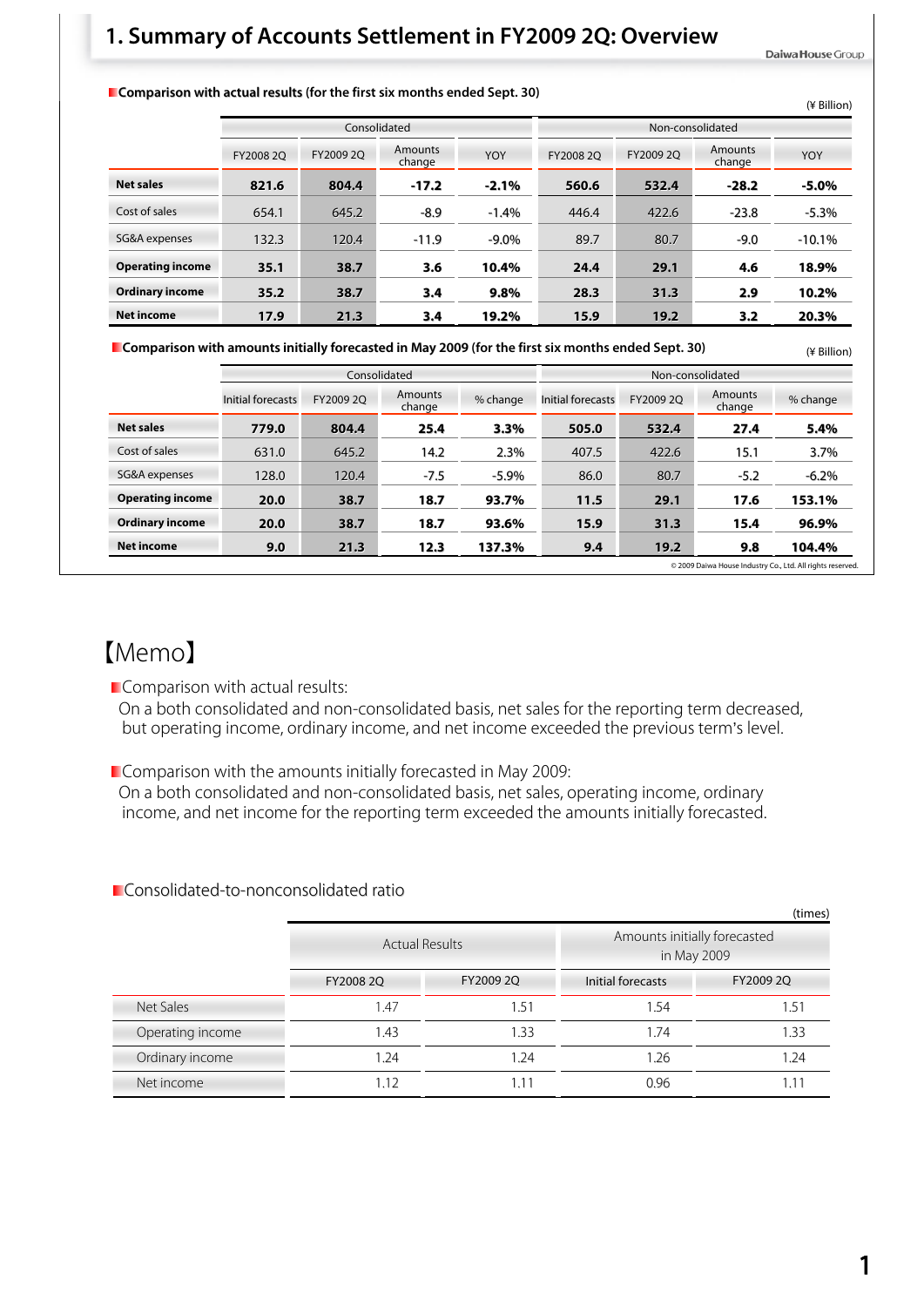# 1. Summary of Accounts Settlement in FY2009 2Q: Overview

**Comparison with actual results (for the first six months ended Sept. 30)**

(¥ Billion)

| | Consolidated | | | | Non-consolidated | | | |
|---|---|---|---|---|---|---|---|---|
| | FY2008 2Q | FY2009 2Q | Amounts change | YOY | FY2008 2Q | FY2009 2Q | Amounts change | YOY |
| **Net sales** | **821.6** | **804.4** | **-17.2** | **-2.1%** | **560.6** | **532.4** | **-28.2** | **-5.0%** |
| Cost of sales | 654.1 | 645.2 | -8.9 | -1.4% | 446.4 | 422.6 | -23.8 | -5.3% |
| SG&A expenses | 132.3 | 120.4 | -11.9 | -9.0% | 89.7 | 80.7 | -9.0 | -10.1% |
| **Operating income** | **35.1** | **38.7** | **3.6** | **10.4%** | **24.4** | **29.1** | **4.6** | **18.9%** |
| **Ordinary income** | **35.2** | **38.7** | **3.4** | **9.8%** | **28.3** | **31.3** | **2.9** | **10.2%** |
| **Net income** | **17.9** | **21.3** | **3.4** | **19.2%** | **15.9** | **19.2** | **3.2** | **20.3%** |

**Comparison with amounts initially forecasted in May 2009 (for the first six months ended Sept. 30)**

(¥ Billion)

| | Consolidated | | | | Non-consolidated | | | |
|---|---|---|---|---|---|---|---|---|
| | Initial forecasts | FY2009 2Q | Amounts change | % change | Initial forecasts | FY2009 2Q | Amounts change | % change |
| **Net sales** | **779.0** | **804.4** | **25.4** | **3.3%** | **505.0** | **532.4** | **27.4** | **5.4%** |
| Cost of sales | 631.0 | 645.2 | 14.2 | 2.3% | 407.5 | 422.6 | 15.1 | 3.7% |
| SG&A expenses | 128.0 | 120.4 | -7.5 | -5.9% | 86.0 | 80.7 | -5.2 | -6.2% |
| **Operating income** | **20.0** | **38.7** | **18.7** | **93.7%** | **11.5** | **29.1** | **17.6** | **153.1%** |
| **Ordinary income** | **20.0** | **38.7** | **18.7** | **93.6%** | **15.9** | **31.3** | **15.4** | **96.9%** |
| **Net income** | **9.0** | **21.3** | **12.3** | **137.3%** | **9.4** | **19.2** | **9.8** | **104.4%** |

© 2009 Daiwa House Industry Co., Ltd. All rights reserved.

## 【Memo】

**Comparison with actual results:**

On a both consolidated and non-consolidated basis, net sales for the reporting term decreased, but operating income, ordinary income, and net income exceeded the previous term's level.

**Comparison with the amounts initially forecasted in May 2009:**

On a both consolidated and non-consolidated basis, net sales, operating income, ordinary income, and net income for the reporting term exceeded the amounts initially forecasted.

**Consolidated-to-nonconsolidated ratio**

(times)

| | Actual Results | | Amounts initially forecasted in May 2009 | |
|---|---|---|---|---|
| | FY2008 2Q | FY2009 2Q | Initial forecasts | FY2009 2Q |
| Net Sales | 1.47 | 1.51 | 1.54 | 1.51 |
| Operating income | 1.43 | 1.33 | 1.74 | 1.33 |
| Ordinary income | 1.24 | 1.24 | 1.26 | 1.24 |
| Net income | 1.12 | 1.11 | 0.96 | 1.11 |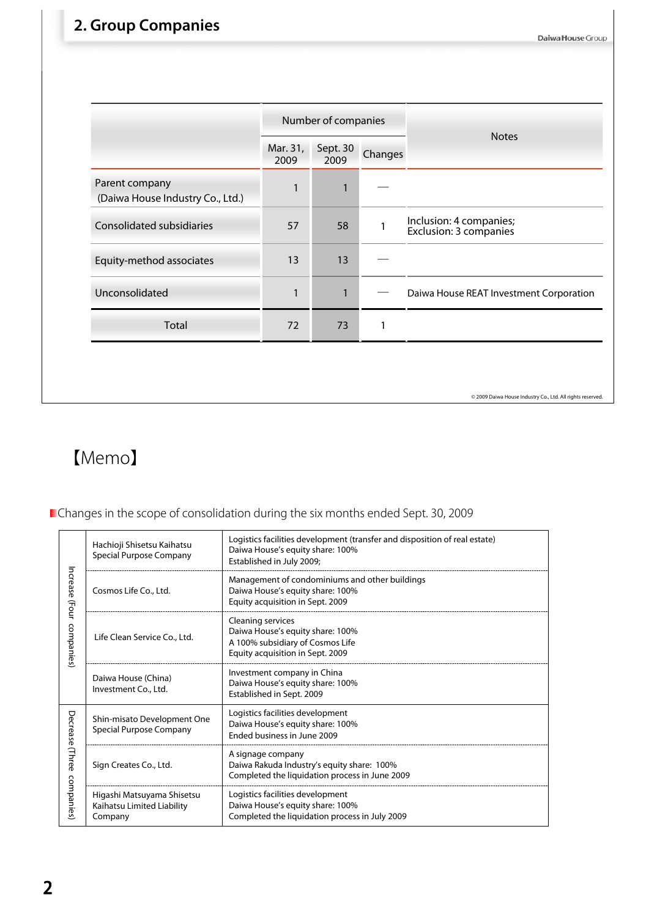## 2. Group Companies

| | Number of companies | | | Notes |
|---|---|---|---|---|
| | Mar. 31, 2009 | Sept. 30 2009 | Changes | |
| Parent company (Daiwa House Industry Co., Ltd.) | 1 | 1 | — | |
| Consolidated subsidiaries | 57 | 58 | 1 | Inclusion: 4 companies; Exclusion: 3 companies |
| Equity-method associates | 13 | 13 | — | |
| Unconsolidated | 1 | 1 | — | Daiwa House REAT Investment Corporation |
| Total | 72 | 73 | 1 | |

© 2009 Daiwa House Industry Co., Ltd. All rights reserved.

## 【Memo】

Changes in the scope of consolidation during the six months ended Sept. 30, 2009

| | Company | Details |
|---|---|---|
| Increase (Four companies) | Hachioji Shisetsu Kaihatsu Special Purpose Company | Logistics facilities development (transfer and disposition of real estate)<br>Daiwa House's equity share: 100%<br>Established in July 2009; |
| | Cosmos Life Co., Ltd. | Management of condominiums and other buildings<br>Daiwa House's equity share: 100%<br>Equity acquisition in Sept. 2009 |
| | Life Clean Service Co., Ltd. | Cleaning services<br>Daiwa House's equity share: 100%<br>A 100% subsidiary of Cosmos Life<br>Equity acquisition in Sept. 2009 |
| | Daiwa House (China) Investment Co., Ltd. | Investment company in China<br>Daiwa House's equity share: 100%<br>Established in Sept. 2009 |
| Decrease (Three companies) | Shin-misato Development One Special Purpose Company | Logistics facilities development<br>Daiwa House's equity share: 100%<br>Ended business in June 2009 |
| | Sign Creates Co., Ltd. | A signage company<br>Daiwa Rakuda Industry's equity share: 100%<br>Completed the liquidation process in June 2009 |
| | Higashi Matsuyama Shisetsu Kaihatsu Limited Liability Company | Logistics facilities development<br>Daiwa House's equity share: 100%<br>Completed the liquidation process in July 2009 |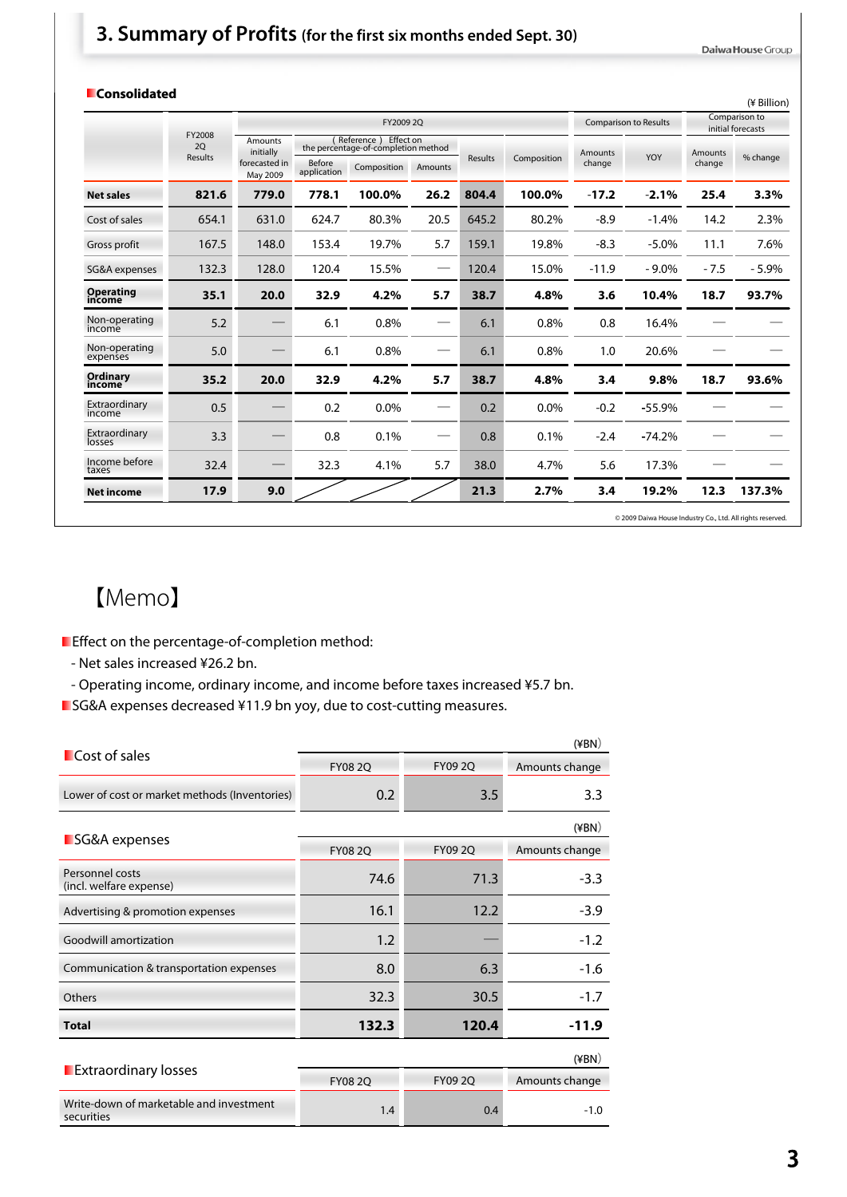# 3. Summary of Profits (for the first six months ended Sept. 30)

**Consolidated**

(¥ Billion)

| | FY2008 2Q Results | FY2009 2Q | | | | | | Comparison to Results | | Comparison to initial forecasts | |
|---|---|---|---|---|---|---|---|---|---|---|---|
| | | Amounts initially forecasted in May 2009 | (Reference) Effect on the percentage-of-completion method | | | Results | Composition | Amounts change | YOY | Amounts change | % change |
| | | | Before application | Composition | Amounts | | | | | | |
| **Net sales** | **821.6** | **779.0** | **778.1** | **100.0%** | **26.2** | **804.4** | **100.0%** | **-17.2** | **-2.1%** | **25.4** | **3.3%** |
| Cost of sales | 654.1 | 631.0 | 624.7 | 80.3% | 20.5 | 645.2 | 80.2% | -8.9 | -1.4% | 14.2 | 2.3% |
| Gross profit | 167.5 | 148.0 | 153.4 | 19.7% | 5.7 | 159.1 | 19.8% | -8.3 | -5.0% | 11.1 | 7.6% |
| SG&A expenses | 132.3 | 128.0 | 120.4 | 15.5% | — | 120.4 | 15.0% | -11.9 | - 9.0% | - 7.5 | - 5.9% |
| **Operating income** | **35.1** | **20.0** | **32.9** | **4.2%** | **5.7** | **38.7** | **4.8%** | **3.6** | **10.4%** | **18.7** | **93.7%** |
| Non-operating income | 5.2 | — | 6.1 | 0.8% | — | 6.1 | 0.8% | 0.8 | 16.4% | — | — |
| Non-operating expenses | 5.0 | — | 6.1 | 0.8% | — | 6.1 | 0.8% | 1.0 | 20.6% | — | — |
| **Ordinary income** | **35.2** | **20.0** | **32.9** | **4.2%** | **5.7** | **38.7** | **4.8%** | **3.4** | **9.8%** | **18.7** | **93.6%** |
| Extraordinary income | 0.5 | — | 0.2 | 0.0% | — | 0.2 | 0.0% | -0.2 | -55.9% | — | — |
| Extraordinary losses | 3.3 | — | 0.8 | 0.1% | — | 0.8 | 0.1% | -2.4 | -74.2% | — | — |
| Income before taxes | 32.4 | — | 32.3 | 4.1% | 5.7 | 38.0 | 4.7% | 5.6 | 17.3% | — | — |
| **Net income** | **17.9** | **9.0** | | | | **21.3** | **2.7%** | **3.4** | **19.2%** | **12.3** | **137.3%** |

© 2009 Daiwa House Industry Co., Ltd. All rights reserved.

## 【Memo】

- Effect on the percentage-of-completion method:
  - Net sales increased ¥26.2 bn.
  - Operating income, ordinary income, and income before taxes increased ¥5.7 bn.
- SG&A expenses decreased ¥11.9 bn yoy, due to cost-cutting measures.

**Cost of sales** (¥BN)

| | FY08 2Q | FY09 2Q | Amounts change |
|---|---|---|---|
| Lower of cost or market methods (Inventories) | 0.2 | 3.5 | 3.3 |

**SG&A expenses** (¥BN)

| | FY08 2Q | FY09 2Q | Amounts change |
|---|---|---|---|
| Personnel costs (incl. welfare expense) | 74.6 | 71.3 | -3.3 |
| Advertising & promotion expenses | 16.1 | 12.2 | -3.9 |
| Goodwill amortization | 1.2 | — | -1.2 |
| Communication & transportation expenses | 8.0 | 6.3 | -1.6 |
| Others | 32.3 | 30.5 | -1.7 |
| **Total** | **132.3** | **120.4** | **-11.9** |

**Extraordinary losses** (¥BN)

| | FY08 2Q | FY09 2Q | Amounts change |
|---|---|---|---|
| Write-down of marketable and investment securities | 1.4 | 0.4 | -1.0 |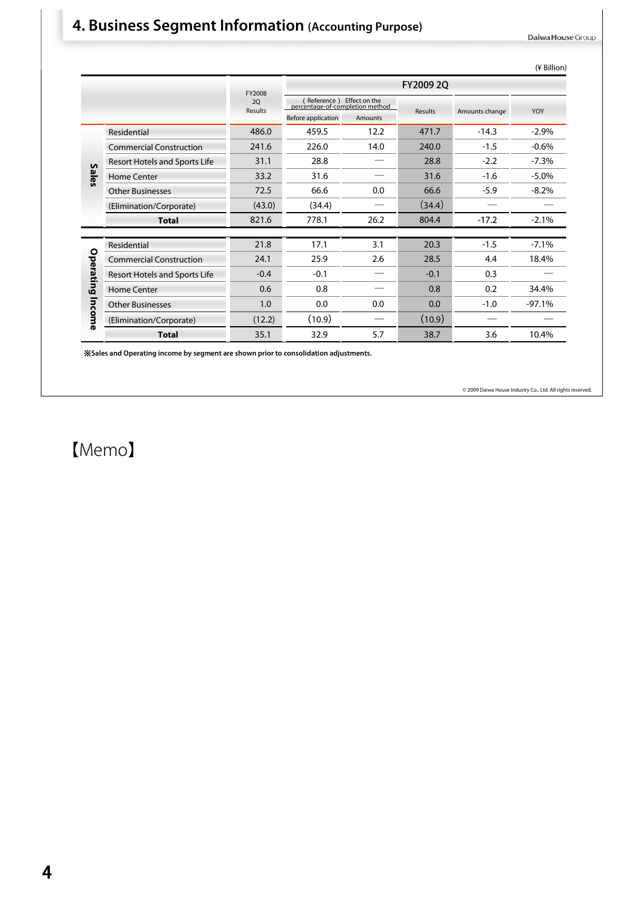# 4. Business Segment Information (Accounting Purpose)

(¥ Billion)

| | | FY2008 2Q Results | FY2009 2Q | | | | |
|---|---|---|---|---|---|---|---|
| | | | (Reference) Effect on the percentage-of-completion method | | Results | Amounts change | YOY |
| | | | Before application | Amounts | | | |
| Sales | Residential | 486.0 | 459.5 | 12.2 | 471.7 | -14.3 | -2.9% |
| | Commercial Construction | 241.6 | 226.0 | 14.0 | 240.0 | -1.5 | -0.6% |
| | Resort Hotels and Sports Life | 31.1 | 28.8 | — | 28.8 | -2.2 | -7.3% |
| | Home Center | 33.2 | 31.6 | — | 31.6 | -1.6 | -5.0% |
| | Other Businesses | 72.5 | 66.6 | 0.0 | 66.6 | -5.9 | -8.2% |
| | (Elimination/Corporate) | (43.0) | (34.4) | — | (34.4) | — | — |
| | **Total** | 821.6 | 778.1 | 26.2 | 804.4 | -17.2 | -2.1% |
| Operating Income | Residential | 21.8 | 17.1 | 3.1 | 20.3 | -1.5 | -7.1% |
| | Commercial Construction | 24.1 | 25.9 | 2.6 | 28.5 | 4.4 | 18.4% |
| | Resort Hotels and Sports Life | -0.4 | -0.1 | — | -0.1 | 0.3 | — |
| | Home Center | 0.6 | 0.8 | — | 0.8 | 0.2 | 34.4% |
| | Other Businesses | 1.0 | 0.0 | 0.0 | 0.0 | -1.0 | -97.1% |
| | (Elimination/Corporate) | (12.2) | (10.9) | — | (10.9) | — | — |
| | **Total** | 35.1 | 32.9 | 5.7 | 38.7 | 3.6 | 10.4% |

※Sales and Operating income by segment are shown prior to consolidation adjustments.

© 2009 Daiwa House Industry Co., Ltd. All rights reserved.

【Memo】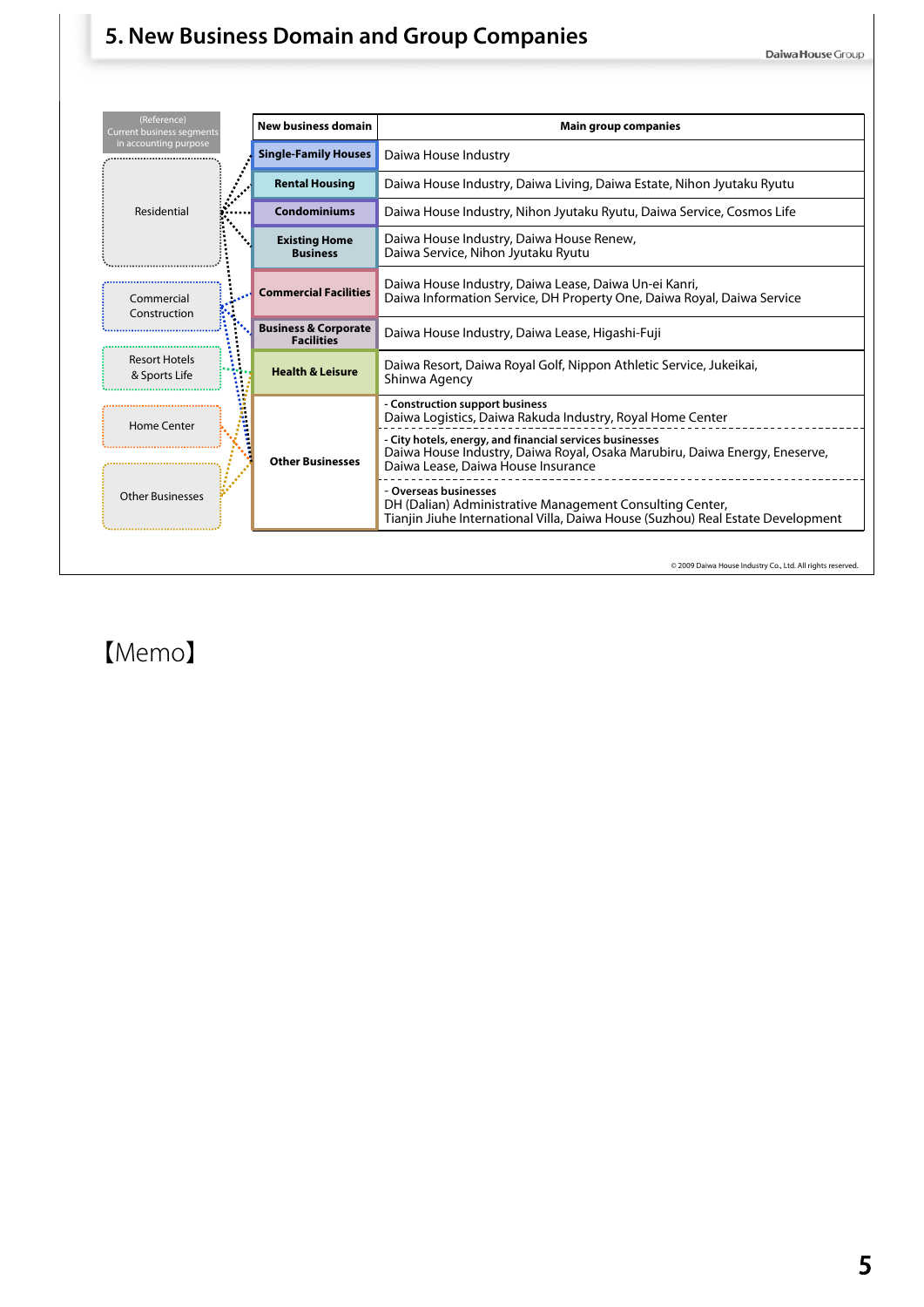# 5. New Business Domain and Group Companies

| (Reference) Current business segments in accounting purpose | New business domain | Main group companies |
|---|---|---|
| Residential | Single-Family Houses | Daiwa House Industry |
| Residential | Rental Housing | Daiwa House Industry, Daiwa Living, Daiwa Estate, Nihon Jyutaku Ryutu |
| Residential | Condominiums | Daiwa House Industry, Nihon Jyutaku Ryutu, Daiwa Service, Cosmos Life |
| Residential | Existing Home Business | Daiwa House Industry, Daiwa House Renew, Daiwa Service, Nihon Jyutaku Ryutu |
| Commercial Construction | Commercial Facilities | Daiwa House Industry, Daiwa Lease, Daiwa Un-ei Kanri, Daiwa Information Service, DH Property One, Daiwa Royal, Daiwa Service |
| Commercial Construction | Business & Corporate Facilities | Daiwa House Industry, Daiwa Lease, Higashi-Fuji |
| Resort Hotels & Sports Life | Health & Leisure | Daiwa Resort, Daiwa Royal Golf, Nippon Athletic Service, Jukeikai, Shinwa Agency |
| Home Center / Other Businesses | Other Businesses | **- Construction support business** Daiwa Logistics, Daiwa Rakuda Industry, Royal Home Center |
| | | **- City hotels, energy, and financial services businesses** Daiwa House Industry, Daiwa Royal, Osaka Marubiru, Daiwa Energy, Eneserve, Daiwa Lease, Daiwa House Insurance |
| | | **- Overseas businesses** DH (Dalian) Administrative Management Consulting Center, Tianjin Jiuhe International Villa, Daiwa House (Suzhou) Real Estate Development |

© 2009 Daiwa House Industry Co., Ltd. All rights reserved.

【Memo】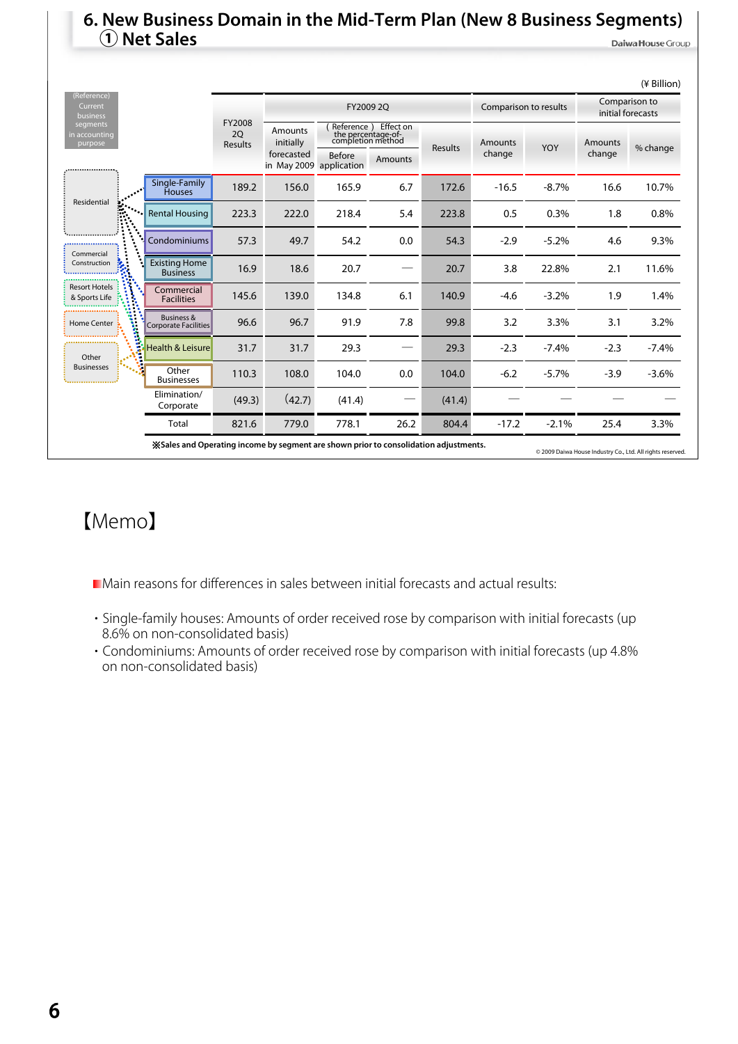# 6. New Business Domain in the Mid-Term Plan (New 8 Business Segments)

## ① Net Sales

(¥ Billion)

| (Reference) Current business segments in accounting purpose | | FY2008 2Q Results | FY2009 2Q | | | | Comparison to results | | Comparison to initial forecasts | |
|---|---|---|---|---|---|---|---|---|---|---|
| | | | Amounts initially forecasted in May 2009 | (Reference) the percentage-of-completion method Before application | Effect on the percentage-of-completion method Amounts | Results | Amounts change | YOY | Amounts change | % change |
| Residential | Single-Family Houses | 189.2 | 156.0 | 165.9 | 6.7 | 172.6 | -16.5 | -8.7% | 16.6 | 10.7% |
| | Rental Housing | 223.3 | 222.0 | 218.4 | 5.4 | 223.8 | 0.5 | 0.3% | 1.8 | 0.8% |
| | Condominiums | 57.3 | 49.7 | 54.2 | 0.0 | 54.3 | -2.9 | -5.2% | 4.6 | 9.3% |
| Commercial Construction | Existing Home Business | 16.9 | 18.6 | 20.7 | — | 20.7 | 3.8 | 22.8% | 2.1 | 11.6% |
| Resort Hotels & Sports Life | Commercial Facilities | 145.6 | 139.0 | 134.8 | 6.1 | 140.9 | -4.6 | -3.2% | 1.9 | 1.4% |
| Home Center | Business & Corporate Facilities | 96.6 | 96.7 | 91.9 | 7.8 | 99.8 | 3.2 | 3.3% | 3.1 | 3.2% |
| Other Businesses | Health & Leisure | 31.7 | 31.7 | 29.3 | — | 29.3 | -2.3 | -7.4% | -2.3 | -7.4% |
| | Other Businesses | 110.3 | 108.0 | 104.0 | 0.0 | 104.0 | -6.2 | -5.7% | -3.9 | -3.6% |
| | Elimination/ Corporate | (49.3) | (42.7) | (41.4) | — | (41.4) | — | — | — | — |
| | Total | 821.6 | 779.0 | 778.1 | 26.2 | 804.4 | -17.2 | -2.1% | 25.4 | 3.3% |

※Sales and Operating income by segment are shown prior to consolidation adjustments.

© 2009 Daiwa House Industry Co., Ltd. All rights reserved.

## 【Memo】

Main reasons for differences in sales between initial forecasts and actual results:

- Single-family houses: Amounts of order received rose by comparison with initial forecasts (up 8.6% on non-consolidated basis)
- Condominiums: Amounts of order received rose by comparison with initial forecasts (up 4.8% on non-consolidated basis)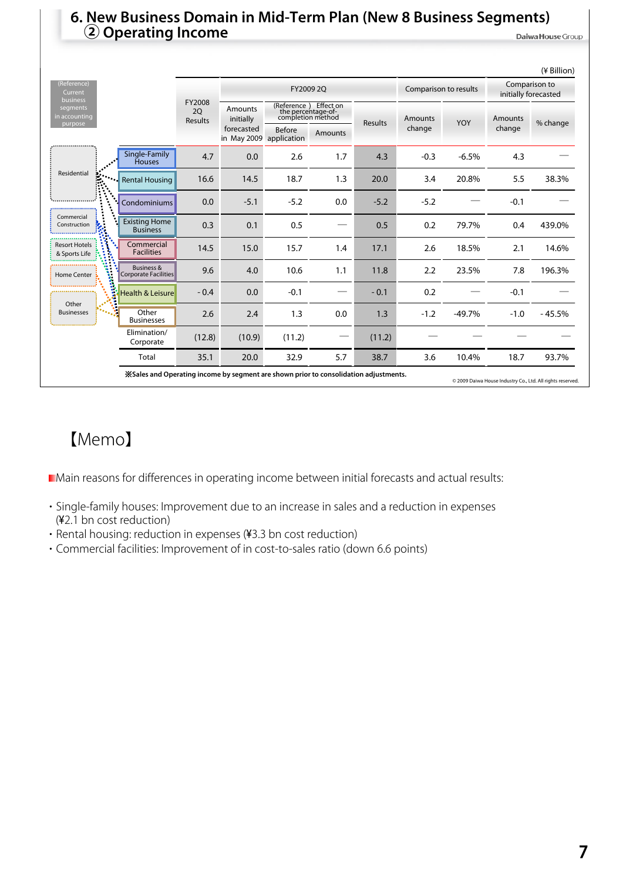# 6. New Business Domain in Mid-Term Plan (New 8 Business Segments)
## ② Operating Income

(¥ Billion)

| (Reference) Current business segments in accounting purpose | | FY2008 2Q Results | FY2009 2Q | | | | Comparison to results | | Comparison to initially forecasted | |
|---|---|---|---|---|---|---|---|---|---|---|
| | | | Amounts initially forecasted in May 2009 | (Reference) Effect on the percentage-of-completion method | | Results | Amounts change | YOY | Amounts change | % change |
| | | | | Before application | Amounts | | | | | |
| Residential | Single-Family Houses | 4.7 | 0.0 | 2.6 | 1.7 | 4.3 | -0.3 | -6.5% | 4.3 | — |
| | Rental Housing | 16.6 | 14.5 | 18.7 | 1.3 | 20.0 | 3.4 | 20.8% | 5.5 | 38.3% |
| | Condominiums | 0.0 | -5.1 | -5.2 | 0.0 | -5.2 | -5.2 | — | -0.1 | — |
| Commercial Construction | Existing Home Business | 0.3 | 0.1 | 0.5 | — | 0.5 | 0.2 | 79.7% | 0.4 | 439.0% |
| Resort Hotels & Sports Life | Commercial Facilities | 14.5 | 15.0 | 15.7 | 1.4 | 17.1 | 2.6 | 18.5% | 2.1 | 14.6% |
| Home Center | Business & Corporate Facilities | 9.6 | 4.0 | 10.6 | 1.1 | 11.8 | 2.2 | 23.5% | 7.8 | 196.3% |
| Other Businesses | Health & Leisure | - 0.4 | 0.0 | -0.1 | — | - 0.1 | 0.2 | — | -0.1 | — |
| | Other Businesses | 2.6 | 2.4 | 1.3 | 0.0 | 1.3 | -1.2 | -49.7% | -1.0 | - 45.5% |
| | Elimination/ Corporate | (12.8) | (10.9) | (11.2) | — | (11.2) | — | — | — | — |
| | Total | 35.1 | 20.0 | 32.9 | 5.7 | 38.7 | 3.6 | 10.4% | 18.7 | 93.7% |

※Sales and Operating income by segment are shown prior to consolidation adjustments.

© 2009 Daiwa House Industry Co., Ltd. All rights reserved.

## 【Memo】

Main reasons for differences in operating income between initial forecasts and actual results:

- Single-family houses: Improvement due to an increase in sales and a reduction in expenses (¥2.1 bn cost reduction)
- Rental housing: reduction in expenses (¥3.3 bn cost reduction)
- Commercial facilities: Improvement of in cost-to-sales ratio (down 6.6 points)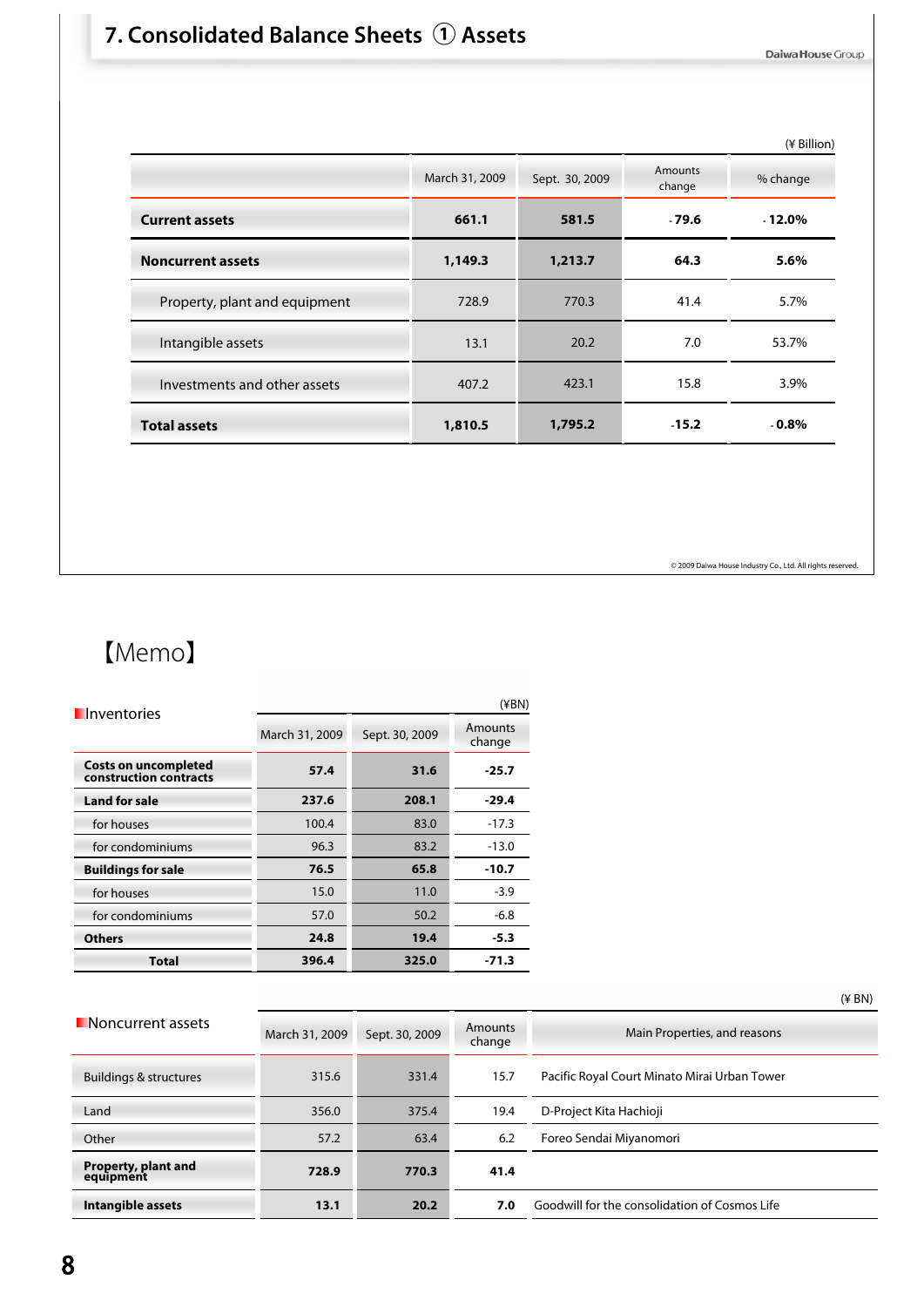# 7. Consolidated Balance Sheets ① Assets

(¥ Billion)

| | March 31, 2009 | Sept. 30, 2009 | Amounts change | % change |
|---|---|---|---|---|
| **Current assets** | **661.1** | **581.5** | **-79.6** | **-12.0%** |
| **Noncurrent assets** | **1,149.3** | **1,213.7** | **64.3** | **5.6%** |
| Property, plant and equipment | 728.9 | 770.3 | 41.4 | 5.7% |
| Intangible assets | 13.1 | 20.2 | 7.0 | 53.7% |
| Investments and other assets | 407.2 | 423.1 | 15.8 | 3.9% |
| **Total assets** | **1,810.5** | **1,795.2** | **-15.2** | **-0.8%** |

## 【Memo】

### Inventories

(¥BN)

| | March 31, 2009 | Sept. 30, 2009 | Amounts change |
|---|---|---|---|
| **Costs on uncompleted construction contracts** | **57.4** | **31.6** | **-25.7** |
| **Land for sale** | **237.6** | **208.1** | **-29.4** |
| for houses | 100.4 | 83.0 | -17.3 |
| for condominiums | 96.3 | 83.2 | -13.0 |
| **Buildings for sale** | **76.5** | **65.8** | **-10.7** |
| for houses | 15.0 | 11.0 | -3.9 |
| for condominiums | 57.0 | 50.2 | -6.8 |
| **Others** | **24.8** | **19.4** | **-5.3** |
| **Total** | **396.4** | **325.0** | **-71.3** |

### Noncurrent assets

(¥ BN)

| | March 31, 2009 | Sept. 30, 2009 | Amounts change | Main Properties, and reasons |
|---|---|---|---|---|
| Buildings & structures | 315.6 | 331.4 | 15.7 | Pacific Royal Court Minato Mirai Urban Tower |
| Land | 356.0 | 375.4 | 19.4 | D-Project Kita Hachioji |
| Other | 57.2 | 63.4 | 6.2 | Foreo Sendai Miyanomori |
| **Property, plant and equipment** | **728.9** | **770.3** | **41.4** | |
| **Intangible assets** | **13.1** | **20.2** | **7.0** | Goodwill for the consolidation of Cosmos Life |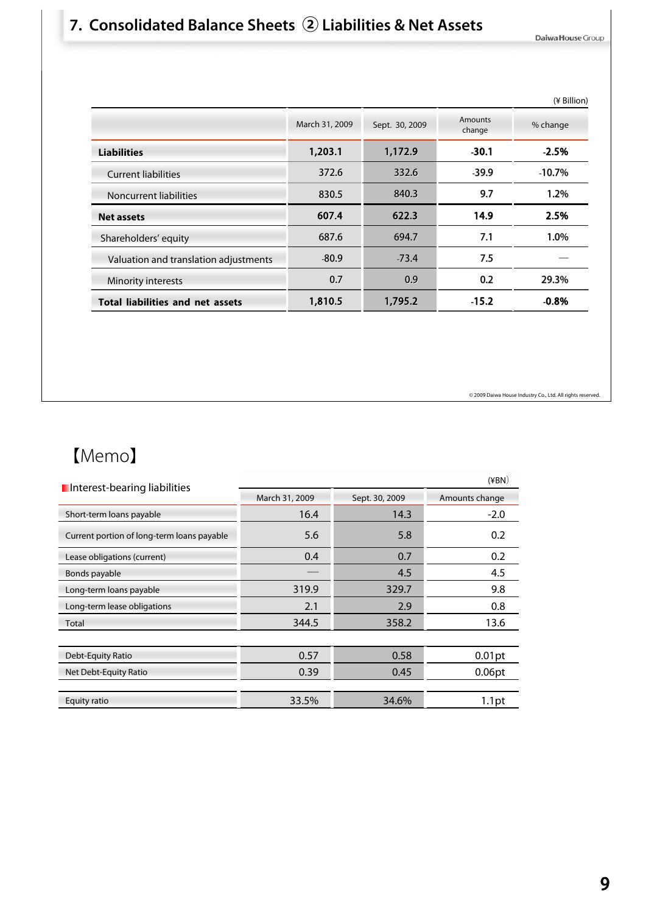# 7. Consolidated Balance Sheets ② Liabilities & Net Assets

(¥ Billion)

| | March 31, 2009 | Sept. 30, 2009 | Amounts change | % change |
|---|---|---|---|---|
| **Liabilities** | **1,203.1** | **1,172.9** | **-30.1** | **-2.5%** |
| Current liabilities | 372.6 | 332.6 | -39.9 | -10.7% |
| Noncurrent liabilities | 830.5 | 840.3 | 9.7 | 1.2% |
| **Net assets** | **607.4** | **622.3** | **14.9** | **2.5%** |
| Shareholders' equity | 687.6 | 694.7 | 7.1 | 1.0% |
| Valuation and translation adjustments | -80.9 | -73.4 | 7.5 | — |
| Minority interests | 0.7 | 0.9 | 0.2 | 29.3% |
| **Total liabilities and net assets** | **1,810.5** | **1,795.2** | **-15.2** | **-0.8%** |

© 2009 Daiwa House Industry Co., Ltd. All rights reserved.

## 【Memo】

(¥BN)

| Interest-bearing liabilities | March 31, 2009 | Sept. 30, 2009 | Amounts change |
|---|---|---|---|
| Short-term loans payable | 16.4 | 14.3 | -2.0 |
| Current portion of long-term loans payable | 5.6 | 5.8 | 0.2 |
| Lease obligations (current) | 0.4 | 0.7 | 0.2 |
| Bonds payable | — | 4.5 | 4.5 |
| Long-term loans payable | 319.9 | 329.7 | 9.8 |
| Long-term lease obligations | 2.1 | 2.9 | 0.8 |
| Total | 344.5 | 358.2 | 13.6 |

| | March 31, 2009 | Sept. 30, 2009 | Amounts change |
|---|---|---|---|
| Debt-Equity Ratio | 0.57 | 0.58 | 0.01pt |
| Net Debt-Equity Ratio | 0.39 | 0.45 | 0.06pt |
| Equity ratio | 33.5% | 34.6% | 1.1pt |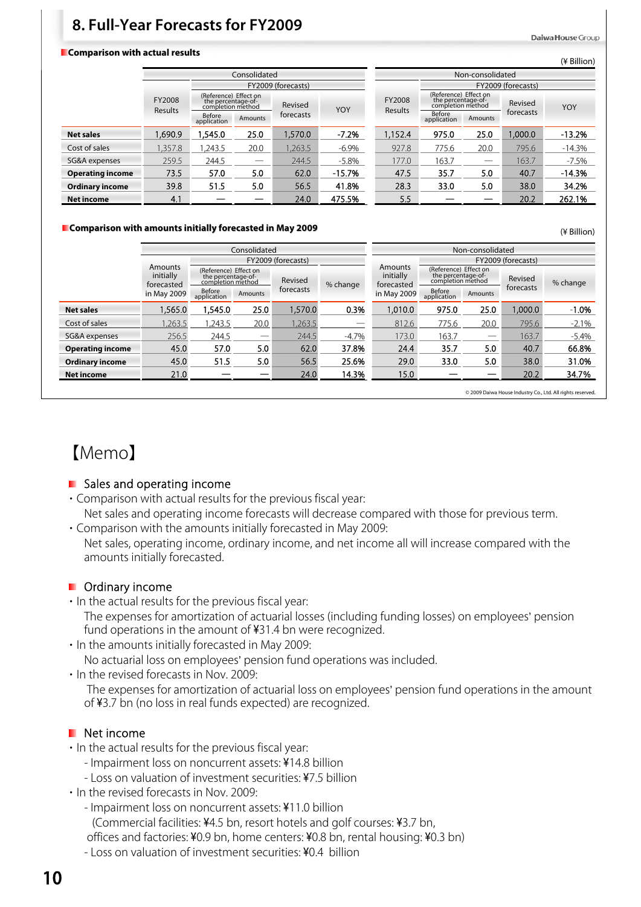## 8. Full-Year Forecasts for FY2009

### Comparison with actual results

(¥ Billion)

| | Consolidated | | | | | Non-consolidated | | | | |
|---|---|---|---|---|---|---|---|---|---|---|
| | FY2008 Results | FY2009 (forecasts) | | | | FY2008 Results | FY2009 (forecasts) | | | |
| | | (Reference) Effect on the percentage-of-completion method | | Revised forecasts | YOY | | (Reference) Effect on the percentage-of-completion method | | Revised forecasts | YOY |
| | | Before application | Amounts | | | | Before application | Amounts | | |
| **Net sales** | 1,690.9 | 1,545.0 | 25.0 | 1,570.0 | -7.2% | 1,152.4 | 975.0 | 25.0 | 1,000.0 | -13.2% |
| Cost of sales | 1,357.8 | 1,243.5 | 20.0 | 1,263.5 | -6.9% | 927.8 | 775.6 | 20.0 | 795.6 | -14.3% |
| SG&A expenses | 259.5 | 244.5 | — | 244.5 | -5.8% | 177.0 | 163.7 | — | 163.7 | -7.5% |
| **Operating income** | 73.5 | 57.0 | 5.0 | 62.0 | -15.7% | 47.5 | 35.7 | 5.0 | 40.7 | -14.3% |
| **Ordinary income** | 39.8 | 51.5 | 5.0 | 56.5 | 41.8% | 28.3 | 33.0 | 5.0 | 38.0 | 34.2% |
| **Net income** | 4.1 | — | — | 24.0 | 475.5% | 5.5 | — | — | 20.2 | 262.1% |

### Comparison with amounts initially forecasted in May 2009

(¥ Billion)

| | Consolidated | | | | | Non-consolidated | | | | |
|---|---|---|---|---|---|---|---|---|---|---|
| | Amounts initially forecasted in May 2009 | FY2009 (forecasts) | | | | Amounts initially forecasted in May 2009 | FY2009 (forecasts) | | | |
| | | (Reference) Effect on the percentage-of-completion method | | Revised forecasts | % change | | (Reference) Effect on the percentage-of-completion method | | Revised forecasts | % change |
| | | Before application | Amounts | | | | Before application | Amounts | | |
| **Net sales** | 1,565.0 | 1,545.0 | 25.0 | 1,570.0 | 0.3% | 1,010.0 | 975.0 | 25.0 | 1,000.0 | -1.0% |
| Cost of sales | 1,263.5 | 1,243.5 | 20.0 | 1,263.5 | — | 812.6 | 775.6 | 20.0 | 795.6 | -2.1% |
| SG&A expenses | 256.5 | 244.5 | — | 244.5 | -4.7% | 173.0 | 163.7 | — | 163.7 | -5.4% |
| **Operating income** | 45.0 | 57.0 | 5.0 | 62.0 | 37.8% | 24.4 | 35.7 | 5.0 | 40.7 | 66.8% |
| **Ordinary income** | 45.0 | 51.5 | 5.0 | 56.5 | 25.6% | 29.0 | 33.0 | 5.0 | 38.0 | 31.0% |
| **Net income** | 21.0 | — | — | 24.0 | 14.3% | 15.0 | — | — | 20.2 | 34.7% |

© 2009 Daiwa House Industry Co., Ltd. All rights reserved.

## 【Memo】

### Sales and operating income

- Comparison with actual results for the previous fiscal year:
  Net sales and operating income forecasts will decrease compared with those for previous term.
- Comparison with the amounts initially forecasted in May 2009:
  Net sales, operating income, ordinary income, and net income all will increase compared with the amounts initially forecasted.

### Ordinary income

- In the actual results for the previous fiscal year:
  The expenses for amortization of actuarial losses (including funding losses) on employees' pension fund operations in the amount of ¥31.4 bn were recognized.
- In the amounts initially forecasted in May 2009:
  No actuarial loss on employees' pension fund operations was included.
- In the revised forecasts in Nov. 2009:
  The expenses for amortization of actuarial loss on employees' pension fund operations in the amount of ¥3.7 bn (no loss in real funds expected) are recognized.

### Net income

- In the actual results for the previous fiscal year:
  - Impairment loss on noncurrent assets: ¥14.8 billion
  - Loss on valuation of investment securities: ¥7.5 billion
- In the revised forecasts in Nov. 2009:
  - Impairment loss on noncurrent assets: ¥11.0 billion
    (Commercial facilities: ¥4.5 bn, resort hotels and golf courses: ¥3.7 bn, offices and factories: ¥0.9 bn, home centers: ¥0.8 bn, rental housing: ¥0.3 bn)
  - Loss on valuation of investment securities: ¥0.4 billion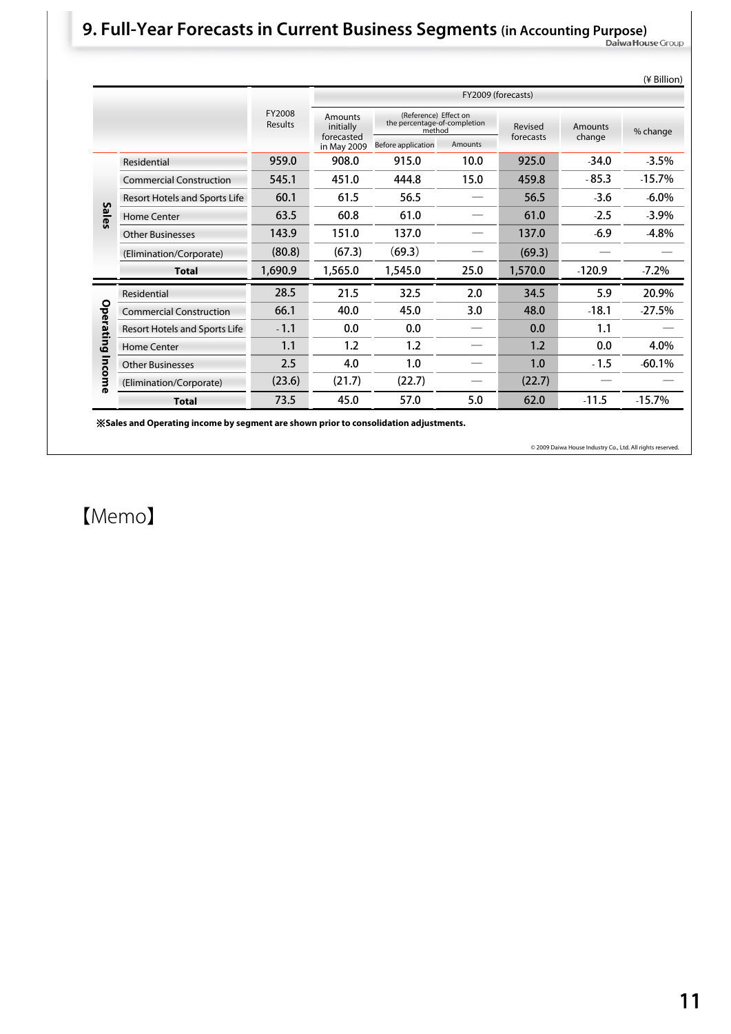## 9. Full-Year Forecasts in Current Business Segments (in Accounting Purpose)

(¥ Billion)

| | | FY2008 Results | FY2009 (forecasts) | | | | | |
|---|---|---|---|---|---|---|---|---|
| | | | Amounts initially forecasted in May 2009 | (Reference) Effect on the percentage-of-completion method | | Revised forecasts | Amounts change | % change |
| | | | | Before application | Amounts | | | |
| Sales | Residential | 959.0 | 908.0 | 915.0 | 10.0 | 925.0 | -34.0 | -3.5% |
| | Commercial Construction | 545.1 | 451.0 | 444.8 | 15.0 | 459.8 | -85.3 | -15.7% |
| | Resort Hotels and Sports Life | 60.1 | 61.5 | 56.5 | — | 56.5 | -3.6 | -6.0% |
| | Home Center | 63.5 | 60.8 | 61.0 | — | 61.0 | -2.5 | -3.9% |
| | Other Businesses | 143.9 | 151.0 | 137.0 | — | 137.0 | -6.9 | -4.8% |
| | (Elimination/Corporate) | (80.8) | (67.3) | (69.3) | — | (69.3) | — | — |
| | **Total** | 1,690.9 | 1,565.0 | 1,545.0 | 25.0 | 1,570.0 | -120.9 | -7.2% |
| Operating Income | Residential | 28.5 | 21.5 | 32.5 | 2.0 | 34.5 | 5.9 | 20.9% |
| | Commercial Construction | 66.1 | 40.0 | 45.0 | 3.0 | 48.0 | -18.1 | -27.5% |
| | Resort Hotels and Sports Life | -1.1 | 0.0 | 0.0 | — | 0.0 | 1.1 | — |
| | Home Center | 1.1 | 1.2 | 1.2 | — | 1.2 | 0.0 | 4.0% |
| | Other Businesses | 2.5 | 4.0 | 1.0 | — | 1.0 | -1.5 | -60.1% |
| | (Elimination/Corporate) | (23.6) | (21.7) | (22.7) | — | (22.7) | — | — |
| | **Total** | 73.5 | 45.0 | 57.0 | 5.0 | 62.0 | -11.5 | -15.7% |

**※Sales and Operating income by segment are shown prior to consolidation adjustments.**

© 2009 Daiwa House Industry Co., Ltd. All rights reserved.

【Memo】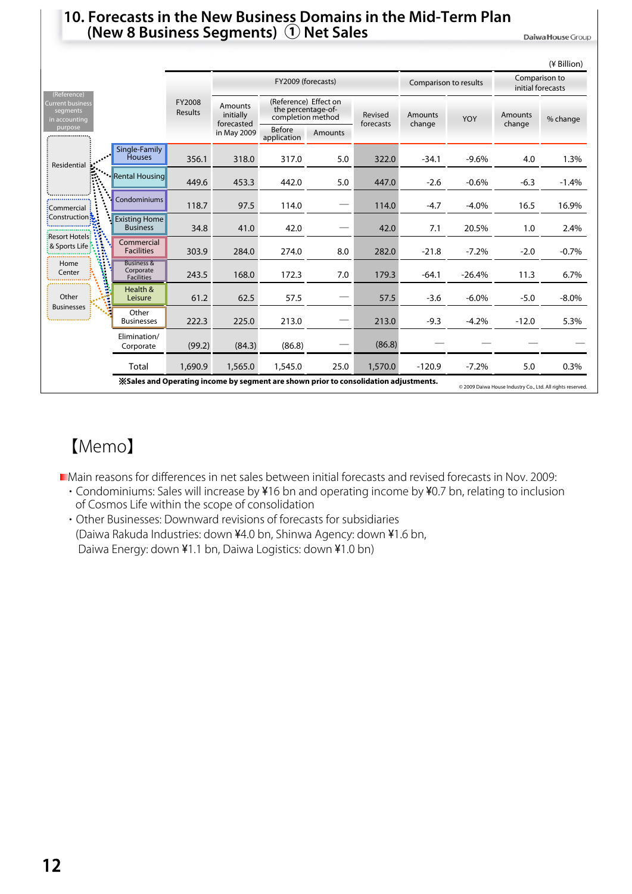# 10. Forecasts in the New Business Domains in the Mid-Term Plan (New 8 Business Segments) ① Net Sales

(¥ Billion)

| (Reference) Current business segments in accounting purpose | Segment | FY2008 Results | FY2009 (forecasts) Amounts initially forecasted in May 2009 | (Reference) Effect on the percentage-of-completion method: Before application | (Reference) Effect on the percentage-of-completion method: Amounts | Revised forecasts | Comparison to results: Amounts change | Comparison to results: YOY | Comparison to initial forecasts: Amounts change | Comparison to initial forecasts: % change |
|---|---|---|---|---|---|---|---|---|---|---|
| Residential | Single-Family Houses | 356.1 | 318.0 | 317.0 | 5.0 | 322.0 | -34.1 | -9.6% | 4.0 | 1.3% |
| | Rental Housing | 449.6 | 453.3 | 442.0 | 5.0 | 447.0 | -2.6 | -0.6% | -6.3 | -1.4% |
| Commercial Construction | Condominiums | 118.7 | 97.5 | 114.0 | — | 114.0 | -4.7 | -4.0% | 16.5 | 16.9% |
| Resort Hotels & Sports Life | Existing Home Business | 34.8 | 41.0 | 42.0 | — | 42.0 | 7.1 | 20.5% | 1.0 | 2.4% |
| Home Center | Commercial Facilities | 303.9 | 284.0 | 274.0 | 8.0 | 282.0 | -21.8 | -7.2% | -2.0 | -0.7% |
| Other Businesses | Business & Corporate Facilities | 243.5 | 168.0 | 172.3 | 7.0 | 179.3 | -64.1 | -26.4% | 11.3 | 6.7% |
| | Health & Leisure | 61.2 | 62.5 | 57.5 | — | 57.5 | -3.6 | -6.0% | -5.0 | -8.0% |
| | Other Businesses | 222.3 | 225.0 | 213.0 | — | 213.0 | -9.3 | -4.2% | -12.0 | 5.3% |
| | Elimination/ Corporate | (99.2) | (84.3) | (86.8) | — | (86.8) | — | — | — | — |
| | Total | 1,690.9 | 1,565.0 | 1,545.0 | 25.0 | 1,570.0 | -120.9 | -7.2% | 5.0 | 0.3% |

※Sales and Operating income by segment are shown prior to consolidation adjustments.

© 2009 Daiwa House Industry Co., Ltd. All rights reserved.

## 【Memo】

Main reasons for differences in net sales between initial forecasts and revised forecasts in Nov. 2009:

- Condominiums: Sales will increase by ¥16 bn and operating income by ¥0.7 bn, relating to inclusion of Cosmos Life within the scope of consolidation
- Other Businesses: Downward revisions of forecasts for subsidiaries (Daiwa Rakuda Industries: down ¥4.0 bn, Shinwa Agency: down ¥1.6 bn, Daiwa Energy: down ¥1.1 bn, Daiwa Logistics: down ¥1.0 bn)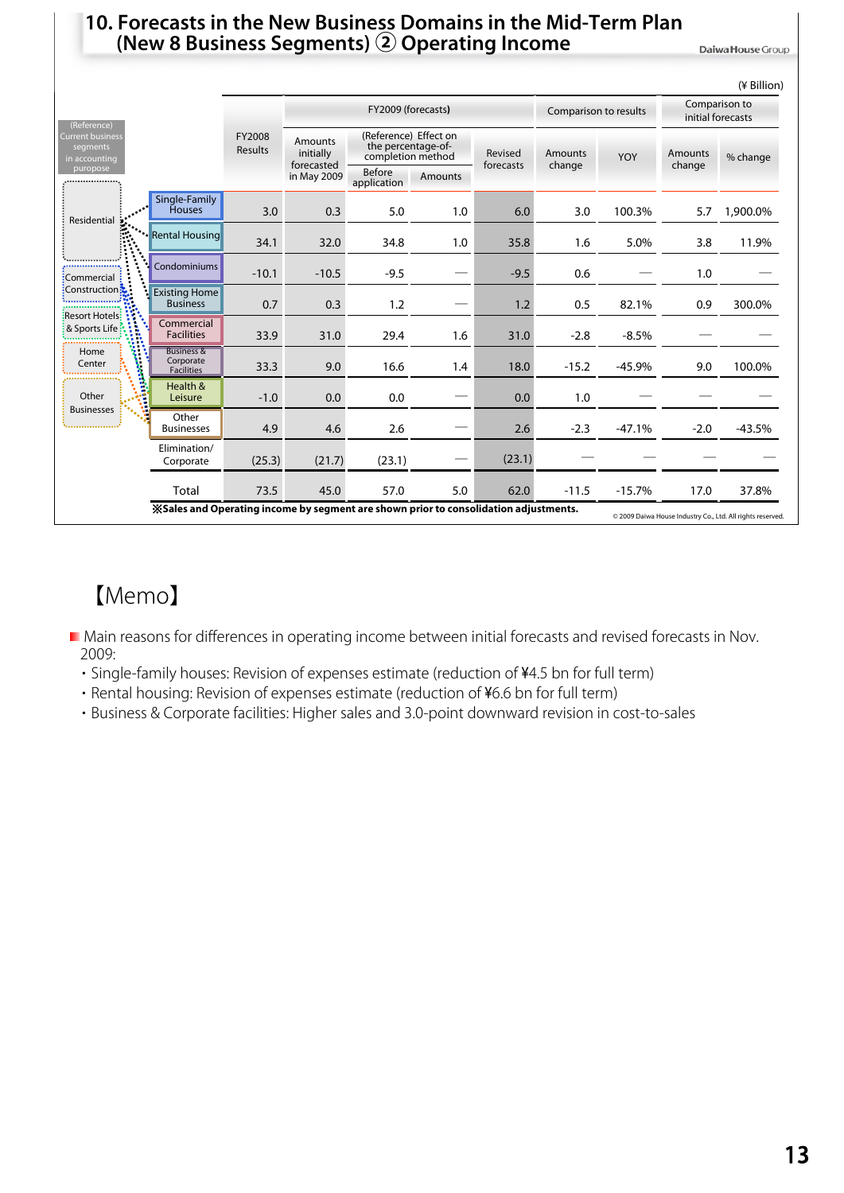# 10. Forecasts in the New Business Domains in the Mid-Term Plan (New 8 Business Segments) ② Operating Income

Daiwa House Group

(¥ Billion)

| (Reference) Current business segments in accounting purpose | | FY2008 Results | FY2009 (forecasts) | | | | Comparison to results | | Comparison to initial forecasts | |
|---|---|---|---|---|---|---|---|---|---|---|
| | | | Amounts initially forecasted in May 2009 | (Reference) Effect on the percentage-of-completion method | | Revised forecasts | Amounts change | YOY | Amounts change | % change |
| | | | | Before application | Amounts | | | | | |
| Residential | Single-Family Houses | 3.0 | 0.3 | 5.0 | 1.0 | 6.0 | 3.0 | 100.3% | 5.7 | 1,900.0% |
| | Rental Housing | 34.1 | 32.0 | 34.8 | 1.0 | 35.8 | 1.6 | 5.0% | 3.8 | 11.9% |
| Commercial Construction | Condominiums | -10.1 | -10.5 | -9.5 | — | -9.5 | 0.6 | — | 1.0 | — |
| Resort Hotels & Sports Life | Existing Home Business | 0.7 | 0.3 | 1.2 | — | 1.2 | 0.5 | 82.1% | 0.9 | 300.0% |
| Home Center | Commercial Facilities | 33.9 | 31.0 | 29.4 | 1.6 | 31.0 | -2.8 | -8.5% | — | — |
| Other Businesses | Business & Corporate Facilities | 33.3 | 9.0 | 16.6 | 1.4 | 18.0 | -15.2 | -45.9% | 9.0 | 100.0% |
| | Health & Leisure | -1.0 | 0.0 | 0.0 | — | 0.0 | 1.0 | — | — | — |
| | Other Businesses | 4.9 | 4.6 | 2.6 | — | 2.6 | -2.3 | -47.1% | -2.0 | -43.5% |
| | Elimination/ Corporate | (25.3) | (21.7) | (23.1) | — | (23.1) | — | — | — | — |
| | Total | 73.5 | 45.0 | 57.0 | 5.0 | 62.0 | -11.5 | -15.7% | 17.0 | 37.8% |

※Sales and Operating income by segment are shown prior to consolidation adjustments.

© 2009 Daiwa House Industry Co., Ltd. All rights reserved.

## 【Memo】

- Main reasons for differences in operating income between initial forecasts and revised forecasts in Nov. 2009:
  - ・Single-family houses: Revision of expenses estimate (reduction of ¥4.5 bn for full term)
  - ・Rental housing: Revision of expenses estimate (reduction of ¥6.6 bn for full term)
  - ・Business & Corporate facilities: Higher sales and 3.0-point downward revision in cost-to-sales